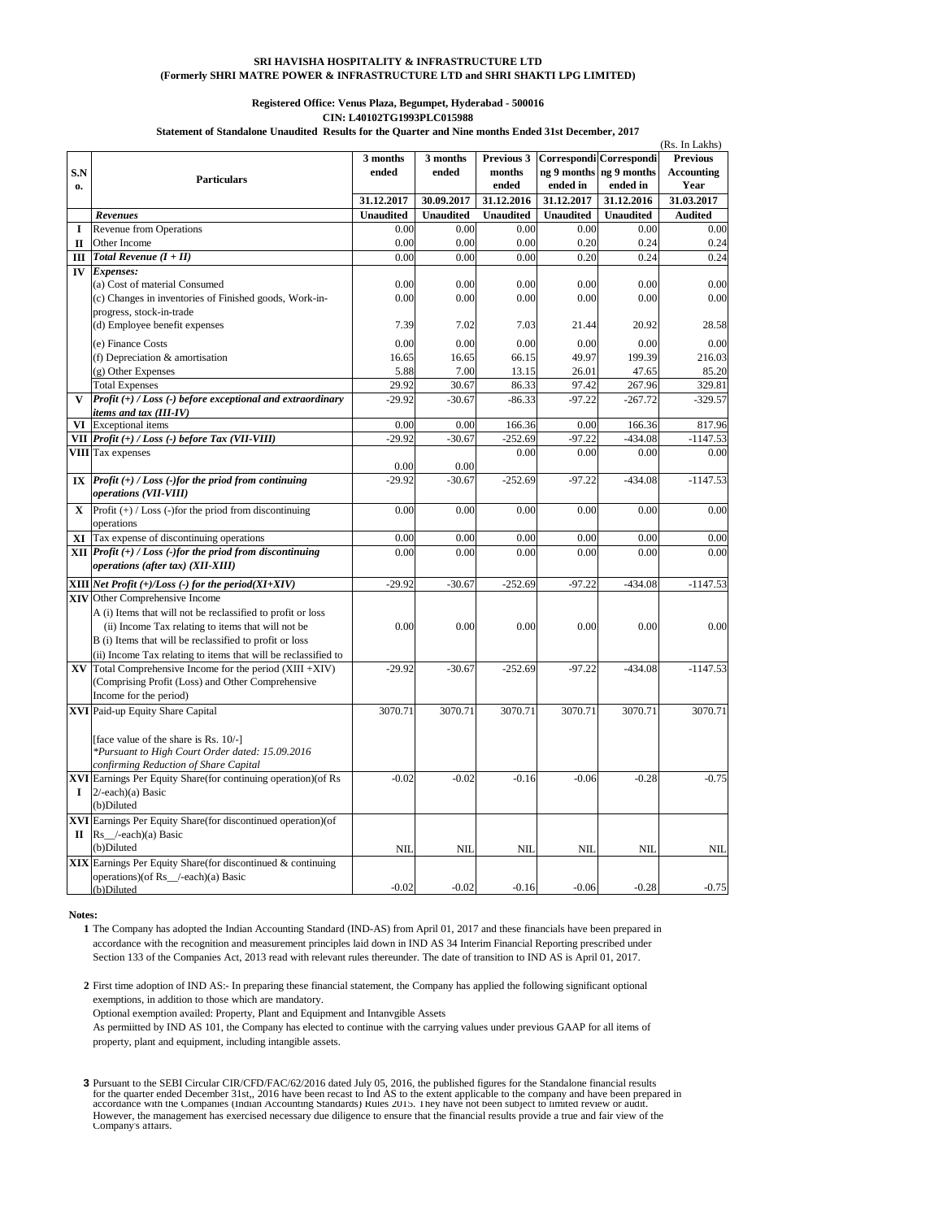**SRI HAVISHA HOSPITALITY & INFRASTRUCTURE LTD**
**(Formerly SHRI MATRE POWER & INFRASTRUCTURE LTD and SHRI SHAKTI LPG LIMITED)**

**Registered Office: Venus Plaza, Begumpet, Hyderabad - 500016**
**CIN: L40102TG1993PLC015988**
**Statement of Standalone Unaudited Results for the Quarter and Nine months Ended 31st December, 2017**

(Rs. In Lakhs)

| S.No. | Particulars | 3 months ended | 3 months ended | Previous 3 months ended | Corresponding 9 months ended in | Corresponding 9 months ended in | Previous Accounting Year |
|---|---|---|---|---|---|---|---|
| | | 31.12.2017 | 30.09.2017 | 31.12.2016 | 31.12.2017 | 31.12.2016 | 31.03.2017 |
| | ***Revenues*** | **Unaudited** | **Unaudited** | **Unaudited** | **Unaudited** | **Unaudited** | **Audited** |
| I | Revenue from Operations | 0.00 | 0.00 | 0.00 | 0.00 | 0.00 | 0.00 |
| II | Other Income | 0.00 | 0.00 | 0.00 | 0.20 | 0.24 | 0.24 |
| III | ***Total Revenue (I + II)*** | 0.00 | 0.00 | 0.00 | 0.20 | 0.24 | 0.24 |
| IV | ***Expenses:*** | | | | | | |
| | (a) Cost of material Consumed | 0.00 | 0.00 | 0.00 | 0.00 | 0.00 | 0.00 |
| | (c) Changes in inventories of Finished goods, Work-in-progress, stock-in-trade | 0.00 | 0.00 | 0.00 | 0.00 | 0.00 | 0.00 |
| | (d) Employee benefit expenses | 7.39 | 7.02 | 7.03 | 21.44 | 20.92 | 28.58 |
| | (e) Finance Costs | 0.00 | 0.00 | 0.00 | 0.00 | 0.00 | 0.00 |
| | (f) Depreciation & amortisation | 16.65 | 16.65 | 66.15 | 49.97 | 199.39 | 216.03 |
| | (g) Other Expenses | 5.88 | 7.00 | 13.15 | 26.01 | 47.65 | 85.20 |
| | Total Expenses | 29.92 | 30.67 | 86.33 | 97.42 | 267.96 | 329.81 |
| V | ***Profit (+) / Loss (-) before exceptional and extraordinary items and tax (III-IV)*** | -29.92 | -30.67 | -86.33 | -97.22 | -267.72 | -329.57 |
| VI | Exceptional items | 0.00 | 0.00 | 166.36 | 0.00 | 166.36 | 817.96 |
| VII | ***Profit (+) / Loss (-) before Tax (VII-VIII)*** | -29.92 | -30.67 | -252.69 | -97.22 | -434.08 | -1147.53 |
| VIII | Tax expenses | 0.00 | 0.00 | 0.00 | 0.00 | 0.00 | 0.00 |
| IX | ***Profit (+) / Loss (-)for the priod from continuing operations (VII-VIII)*** | -29.92 | -30.67 | -252.69 | -97.22 | -434.08 | -1147.53 |
| X | Profit (+) / Loss (-)for the priod from discontinuing operations | 0.00 | 0.00 | 0.00 | 0.00 | 0.00 | 0.00 |
| XI | Tax expense of discontinuing operations | 0.00 | 0.00 | 0.00 | 0.00 | 0.00 | 0.00 |
| XII | ***Profit (+) / Loss (-)for the priod from discontinuing operations (after tax) (XII-XIII)*** | 0.00 | 0.00 | 0.00 | 0.00 | 0.00 | 0.00 |
| XIII | ***Net Profit (+)/Loss (-) for the period(XI+XIV)*** | -29.92 | -30.67 | -252.69 | -97.22 | -434.08 | -1147.53 |
| XIV | Other Comprehensive Income<br>A (i) Items that will not be reclassified to profit or loss<br>(ii) Income Tax relating to items that will not be<br>B (i) Items that will be reclassified to profit or loss<br>(ii) Income Tax relating to items that will be reclassified to | 0.00 | 0.00 | 0.00 | 0.00 | 0.00 | 0.00 |
| XV | Total Comprehensive Income for the period (XIII +XIV) (Comprising Profit (Loss) and Other Comprehensive Income for the period) | -29.92 | -30.67 | -252.69 | -97.22 | -434.08 | -1147.53 |
| XVI | Paid-up Equity Share Capital<br><br>[face value of the share is Rs. 10/-]<br>*\*Pursuant to High Court Order dated: 15.09.2016 confirming Reduction of Share Capital* | 3070.71 | 3070.71 | 3070.71 | 3070.71 | 3070.71 | 3070.71 |
| XVII | Earnings Per Equity Share(for continuing operation)(of Rs 2/-each)(a) Basic<br>(b)Diluted | -0.02 | -0.02 | -0.16 | -0.06 | -0.28 | -0.75 |
| XVIII | Earnings Per Equity Share(for discontinued operation)(of Rs__/-each)(a) Basic<br>(b)Diluted | NIL | NIL | NIL | NIL | NIL | NIL |
| XIX | Earnings Per Equity Share(for discontinued & continuing operations)(of Rs__/-each)(a) Basic<br>(b)Diluted | -0.02 | -0.02 | -0.16 | -0.06 | -0.28 | -0.75 |

**Notes:**

1. The Company has adopted the Indian Accounting Standard (IND-AS) from April 01, 2017 and these financials have been prepared in accordance with the recognition and measurement principles laid down in IND AS 34 Interim Financial Reporting prescribed under Section 133 of the Companies Act, 2013 read with relevant rules thereunder. The date of transition to IND AS is April 01, 2017.

2. First time adoption of IND AS:- In preparing these financial statement, the Company has applied the following significant optional exemptions, in addition to those which are mandatory.
   Optional exemption availed: Property, Plant and Equipment and Intanvgible Assets
   As permiitted by IND AS 101, the Company has elected to continue with the carrying values under previous GAAP for all items of property, plant and equipment, including intangible assets.

3. Pursuant to the SEBI Circular CIR/CFD/FAC/62/2016 dated July 05, 2016, the published figures for the Standalone financial results for the quarter ended December 31st,, 2016 have been recast to Ind AS to the extent applicable to the company and have been prepared in accordance with the Companies (Indian Accounting Standards) Rules 2015. They have not been subject to limited review or audit. However, the management has exercised necessary due diligence to ensure that the financial results provide a true and fair view of the Company's affairs.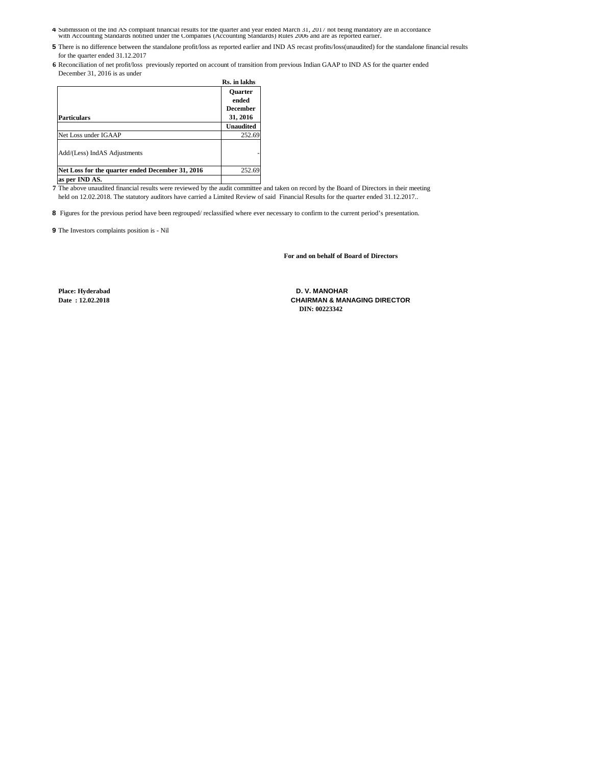4 Submission of the Ind AS compliant financial results for the quarter and year ended March 31, 2017 not being mandatory are in accordance with Accounting Standards notified under the Companies (Accounting Standards) Rules 2006 and are as reported earlier.

5 There is no difference between the standalone profit/loss as reported earlier and IND AS recast profits/loss(unaudited) for the standalone financial results for the quarter ended 31.12.2017

6 Reconciliation of net profit/loss previously reported on account of transition from previous Indian GAAP to IND AS for the quarter ended December 31, 2016 is as under

**Rs. in lakhs**

| **Particulars** | **Quarter ended December 31, 2016** |
|---|---|
| | **Unaudited** |
| Net Loss under IGAAP | 252.69 |
| Add/(Less) IndAS Adjustments | - |
| **Net Loss for the quarter ended December 31, 2016 as per IND AS.** | 252.69 |

7 The above unaudited financial results were reviewed by the audit committee and taken on record by the Board of Directors in their meeting held on 12.02.2018. The statutory auditors have carried a Limited Review of said Financial Results for the quarter ended 31.12.2017..

8 Figures for the previous period have been regrouped/ reclassified where ever necessary to confirm to the current period's presentation.

9 The Investors complaints position is - Nil

**For and on behalf of Board of Directors**

**Place: Hyderabad**
**Date : 12.02.2018**

**D. V. MANOHAR**
**CHAIRMAN & MANAGING DIRECTOR**
**DIN: 00223342**